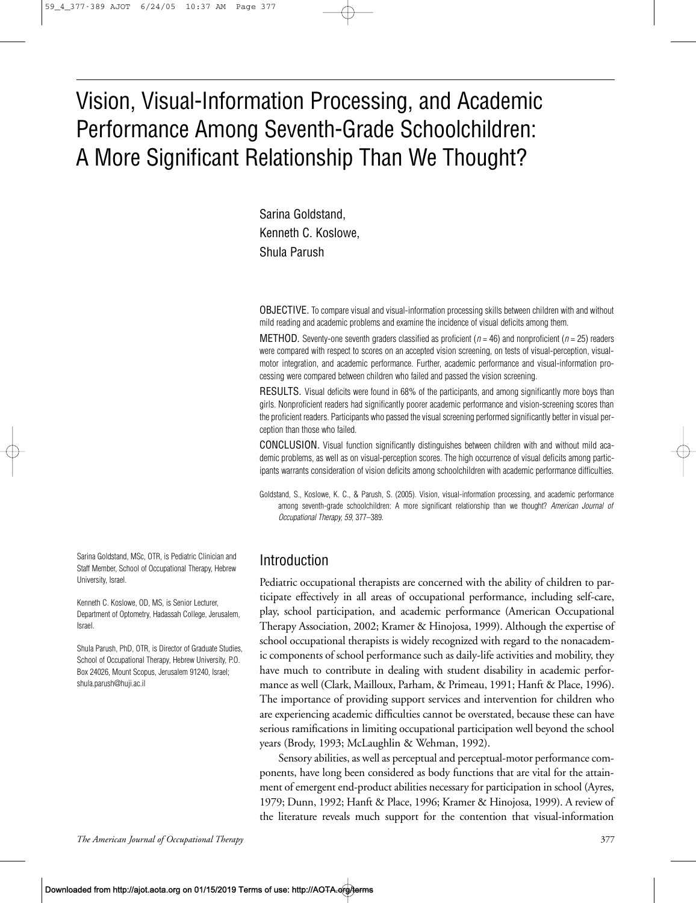# Vision, Visual-Information Processing, and Academic Performance Among Seventh-Grade Schoolchildren: A More Significant Relationship Than We Thought?

Sarina Goldstand,
Kenneth C. Koslowe,
Shula Parush

OBJECTIVE. To compare visual and visual-information processing skills between children with and without mild reading and academic problems and examine the incidence of visual deficits among them.

METHOD. Seventy-one seventh graders classified as proficient ($n = 46$) and nonproficient ($n = 25$) readers were compared with respect to scores on an accepted vision screening, on tests of visual-perception, visual-motor integration, and academic performance. Further, academic performance and visual-information processing were compared between children who failed and passed the vision screening.

RESULTS. Visual deficits were found in 68% of the participants, and among significantly more boys than girls. Nonproficient readers had significantly poorer academic performance and vision-screening scores than the proficient readers. Participants who passed the visual screening performed significantly better in visual perception than those who failed.

CONCLUSION. Visual function significantly distinguishes between children with and without mild academic problems, as well as on visual-perception scores. The high occurrence of visual deficits among participants warrants consideration of vision deficits among schoolchildren with academic performance difficulties.

Goldstand, S., Koslowe, K. C., & Parush, S. (2005). Vision, visual-information processing, and academic performance among seventh-grade schoolchildren: A more significant relationship than we thought? *American Journal of Occupational Therapy, 59,* 377–389.

Sarina Goldstand, MSc, OTR, is Pediatric Clinician and Staff Member, School of Occupational Therapy, Hebrew University, Israel.

Kenneth C. Koslowe, OD, MS, is Senior Lecturer, Department of Optometry, Hadassah College, Jerusalem, Israel.

Shula Parush, PhD, OTR, is Director of Graduate Studies, School of Occupational Therapy, Hebrew University, P.O. Box 24026, Mount Scopus, Jerusalem 91240, Israel; shula.parush@huji.ac.il

## Introduction

Pediatric occupational therapists are concerned with the ability of children to participate effectively in all areas of occupational performance, including self-care, play, school participation, and academic performance (American Occupational Therapy Association, 2002; Kramer & Hinojosa, 1999). Although the expertise of school occupational therapists is widely recognized with regard to the nonacademic components of school performance such as daily-life activities and mobility, they have much to contribute in dealing with student disability in academic performance as well (Clark, Mailloux, Parham, & Primeau, 1991; Hanft & Place, 1996). The importance of providing support services and intervention for children who are experiencing academic difficulties cannot be overstated, because these can have serious ramifications in limiting occupational participation well beyond the school years (Brody, 1993; McLaughlin & Wehman, 1992).

Sensory abilities, as well as perceptual and perceptual-motor performance components, have long been considered as body functions that are vital for the attainment of emergent end-product abilities necessary for participation in school (Ayres, 1979; Dunn, 1992; Hanft & Place, 1996; Kramer & Hinojosa, 1999). A review of the literature reveals much support for the contention that visual-information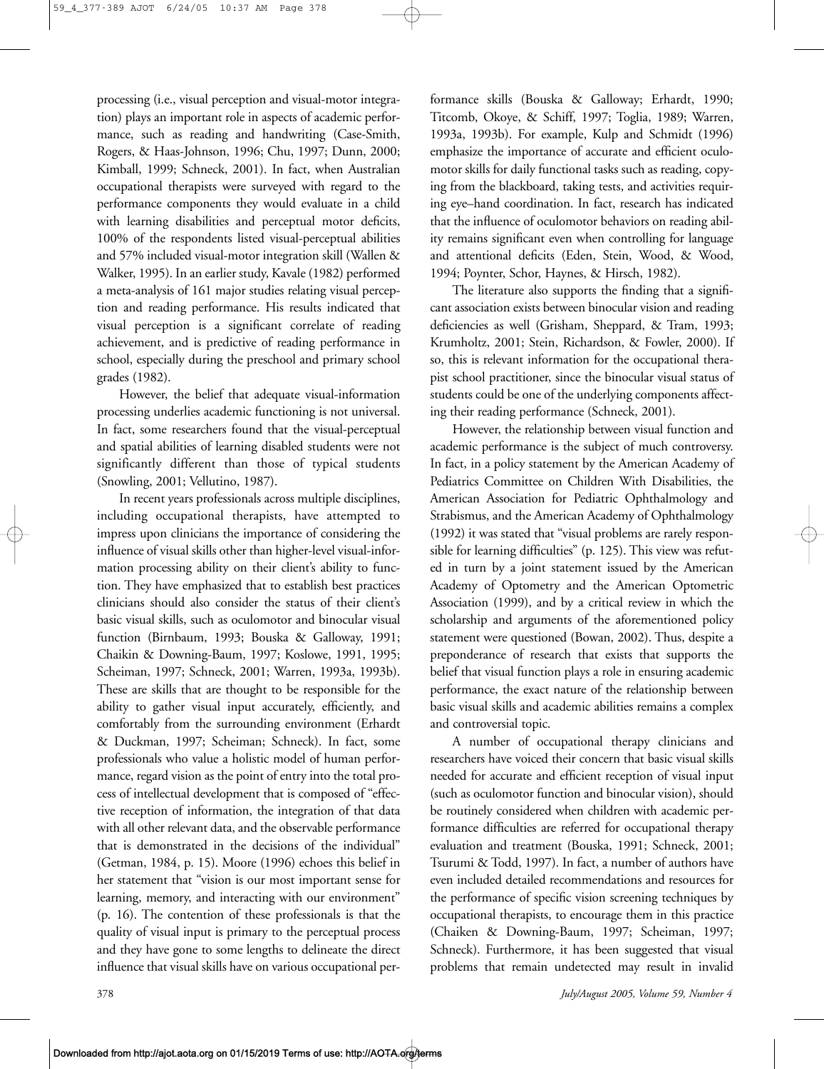processing (i.e., visual perception and visual-motor integration) plays an important role in aspects of academic performance, such as reading and handwriting (Case-Smith, Rogers, & Haas-Johnson, 1996; Chu, 1997; Dunn, 2000; Kimball, 1999; Schneck, 2001). In fact, when Australian occupational therapists were surveyed with regard to the performance components they would evaluate in a child with learning disabilities and perceptual motor deficits, 100% of the respondents listed visual-perceptual abilities and 57% included visual-motor integration skill (Wallen & Walker, 1995). In an earlier study, Kavale (1982) performed a meta-analysis of 161 major studies relating visual perception and reading performance. His results indicated that visual perception is a significant correlate of reading achievement, and is predictive of reading performance in school, especially during the preschool and primary school grades (1982).

However, the belief that adequate visual-information processing underlies academic functioning is not universal. In fact, some researchers found that the visual-perceptual and spatial abilities of learning disabled students were not significantly different than those of typical students (Snowling, 2001; Vellutino, 1987).

In recent years professionals across multiple disciplines, including occupational therapists, have attempted to impress upon clinicians the importance of considering the influence of visual skills other than higher-level visual-information processing ability on their client's ability to function. They have emphasized that to establish best practices clinicians should also consider the status of their client's basic visual skills, such as oculomotor and binocular visual function (Birnbaum, 1993; Bouska & Galloway, 1991; Chaikin & Downing-Baum, 1997; Koslowe, 1991, 1995; Scheiman, 1997; Schneck, 2001; Warren, 1993a, 1993b). These are skills that are thought to be responsible for the ability to gather visual input accurately, efficiently, and comfortably from the surrounding environment (Erhardt & Duckman, 1997; Scheiman; Schneck). In fact, some professionals who value a holistic model of human performance, regard vision as the point of entry into the total process of intellectual development that is composed of "effective reception of information, the integration of that data with all other relevant data, and the observable performance that is demonstrated in the decisions of the individual" (Getman, 1984, p. 15). Moore (1996) echoes this belief in her statement that "vision is our most important sense for learning, memory, and interacting with our environment" (p. 16). The contention of these professionals is that the quality of visual input is primary to the perceptual process and they have gone to some lengths to delineate the direct influence that visual skills have on various occupational performance skills (Bouska & Galloway; Erhardt, 1990; Titcomb, Okoye, & Schiff, 1997; Toglia, 1989; Warren, 1993a, 1993b). For example, Kulp and Schmidt (1996) emphasize the importance of accurate and efficient oculomotor skills for daily functional tasks such as reading, copying from the blackboard, taking tests, and activities requiring eye–hand coordination. In fact, research has indicated that the influence of oculomotor behaviors on reading ability remains significant even when controlling for language and attentional deficits (Eden, Stein, Wood, & Wood, 1994; Poynter, Schor, Haynes, & Hirsch, 1982).

The literature also supports the finding that a significant association exists between binocular vision and reading deficiencies as well (Grisham, Sheppard, & Tram, 1993; Krumholtz, 2001; Stein, Richardson, & Fowler, 2000). If so, this is relevant information for the occupational therapist school practitioner, since the binocular visual status of students could be one of the underlying components affecting their reading performance (Schneck, 2001).

However, the relationship between visual function and academic performance is the subject of much controversy. In fact, in a policy statement by the American Academy of Pediatrics Committee on Children With Disabilities, the American Association for Pediatric Ophthalmology and Strabismus, and the American Academy of Ophthalmology (1992) it was stated that "visual problems are rarely responsible for learning difficulties" (p. 125). This view was refuted in turn by a joint statement issued by the American Academy of Optometry and the American Optometric Association (1999), and by a critical review in which the scholarship and arguments of the aforementioned policy statement were questioned (Bowan, 2002). Thus, despite a preponderance of research that exists that supports the belief that visual function plays a role in ensuring academic performance, the exact nature of the relationship between basic visual skills and academic abilities remains a complex and controversial topic.

A number of occupational therapy clinicians and researchers have voiced their concern that basic visual skills needed for accurate and efficient reception of visual input (such as oculomotor function and binocular vision), should be routinely considered when children with academic performance difficulties are referred for occupational therapy evaluation and treatment (Bouska, 1991; Schneck, 2001; Tsurumi & Todd, 1997). In fact, a number of authors have even included detailed recommendations and resources for the performance of specific vision screening techniques by occupational therapists, to encourage them in this practice (Chaiken & Downing-Baum, 1997; Scheiman, 1997; Schneck). Furthermore, it has been suggested that visual problems that remain undetected may result in invalid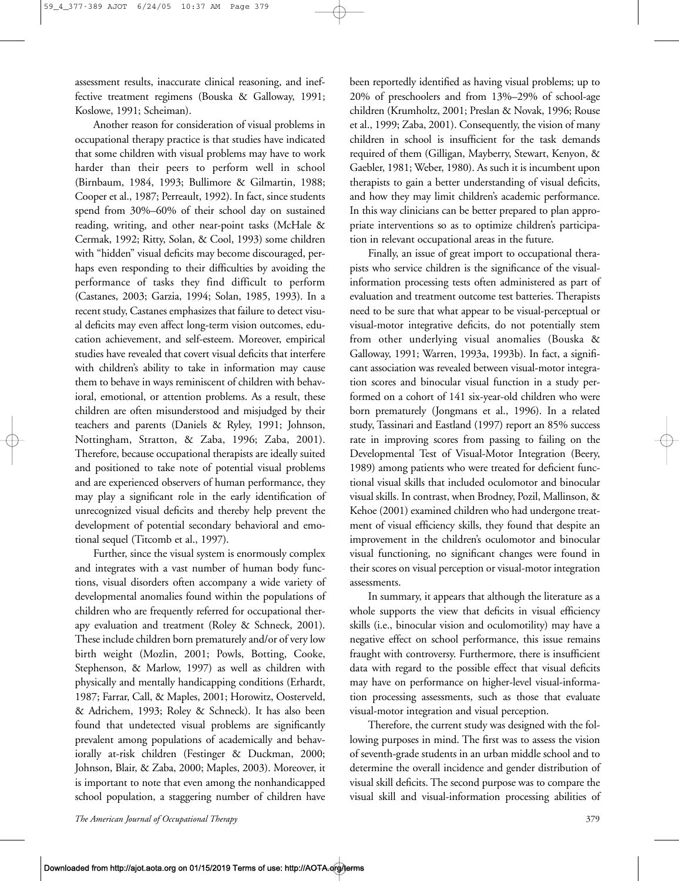assessment results, inaccurate clinical reasoning, and ineffective treatment regimens (Bouska & Galloway, 1991; Koslowe, 1991; Scheiman).

Another reason for consideration of visual problems in occupational therapy practice is that studies have indicated that some children with visual problems may have to work harder than their peers to perform well in school (Birnbaum, 1984, 1993; Bullimore & Gilmartin, 1988; Cooper et al., 1987; Perreault, 1992). In fact, since students spend from 30%–60% of their school day on sustained reading, writing, and other near-point tasks (McHale & Cermak, 1992; Ritty, Solan, & Cool, 1993) some children with "hidden" visual deficits may become discouraged, perhaps even responding to their difficulties by avoiding the performance of tasks they find difficult to perform (Castanes, 2003; Garzia, 1994; Solan, 1985, 1993). In a recent study, Castanes emphasizes that failure to detect visual deficits may even affect long-term vision outcomes, education achievement, and self-esteem. Moreover, empirical studies have revealed that covert visual deficits that interfere with children's ability to take in information may cause them to behave in ways reminiscent of children with behavioral, emotional, or attention problems. As a result, these children are often misunderstood and misjudged by their teachers and parents (Daniels & Ryley, 1991; Johnson, Nottingham, Stratton, & Zaba, 1996; Zaba, 2001). Therefore, because occupational therapists are ideally suited and positioned to take note of potential visual problems and are experienced observers of human performance, they may play a significant role in the early identification of unrecognized visual deficits and thereby help prevent the development of potential secondary behavioral and emotional sequel (Titcomb et al., 1997).

Further, since the visual system is enormously complex and integrates with a vast number of human body functions, visual disorders often accompany a wide variety of developmental anomalies found within the populations of children who are frequently referred for occupational therapy evaluation and treatment (Roley & Schneck, 2001). These include children born prematurely and/or of very low birth weight (Mozlin, 2001; Powls, Botting, Cooke, Stephenson, & Marlow, 1997) as well as children with physically and mentally handicapping conditions (Erhardt, 1987; Farrar, Call, & Maples, 2001; Horowitz, Oosterveld, & Adrichem, 1993; Roley & Schneck). It has also been found that undetected visual problems are significantly prevalent among populations of academically and behaviorally at-risk children (Festinger & Duckman, 2000; Johnson, Blair, & Zaba, 2000; Maples, 2003). Moreover, it is important to note that even among the nonhandicapped school population, a staggering number of children have been reportedly identified as having visual problems; up to 20% of preschoolers and from 13%–29% of school-age children (Krumholtz, 2001; Preslan & Novak, 1996; Rouse et al., 1999; Zaba, 2001). Consequently, the vision of many children in school is insufficient for the task demands required of them (Gilligan, Mayberry, Stewart, Kenyon, & Gaebler, 1981; Weber, 1980). As such it is incumbent upon therapists to gain a better understanding of visual deficits, and how they may limit children's academic performance. In this way clinicians can be better prepared to plan appropriate interventions so as to optimize children's participation in relevant occupational areas in the future.

Finally, an issue of great import to occupational therapists who service children is the significance of the visual-information processing tests often administered as part of evaluation and treatment outcome test batteries. Therapists need to be sure that what appear to be visual-perceptual or visual-motor integrative deficits, do not potentially stem from other underlying visual anomalies (Bouska & Galloway, 1991; Warren, 1993a, 1993b). In fact, a significant association was revealed between visual-motor integration scores and binocular visual function in a study performed on a cohort of 141 six-year-old children who were born prematurely (Jongmans et al., 1996). In a related study, Tassinari and Eastland (1997) report an 85% success rate in improving scores from passing to failing on the Developmental Test of Visual-Motor Integration (Beery, 1989) among patients who were treated for deficient functional visual skills that included oculomotor and binocular visual skills. In contrast, when Brodney, Pozil, Mallinson, & Kehoe (2001) examined children who had undergone treatment of visual efficiency skills, they found that despite an improvement in the children's oculomotor and binocular visual functioning, no significant changes were found in their scores on visual perception or visual-motor integration assessments.

In summary, it appears that although the literature as a whole supports the view that deficits in visual efficiency skills (i.e., binocular vision and oculomotility) may have a negative effect on school performance, this issue remains fraught with controversy. Furthermore, there is insufficient data with regard to the possible effect that visual deficits may have on performance on higher-level visual-information processing assessments, such as those that evaluate visual-motor integration and visual perception.

Therefore, the current study was designed with the following purposes in mind. The first was to assess the vision of seventh-grade students in an urban middle school and to determine the overall incidence and gender distribution of visual skill deficits. The second purpose was to compare the visual skill and visual-information processing abilities of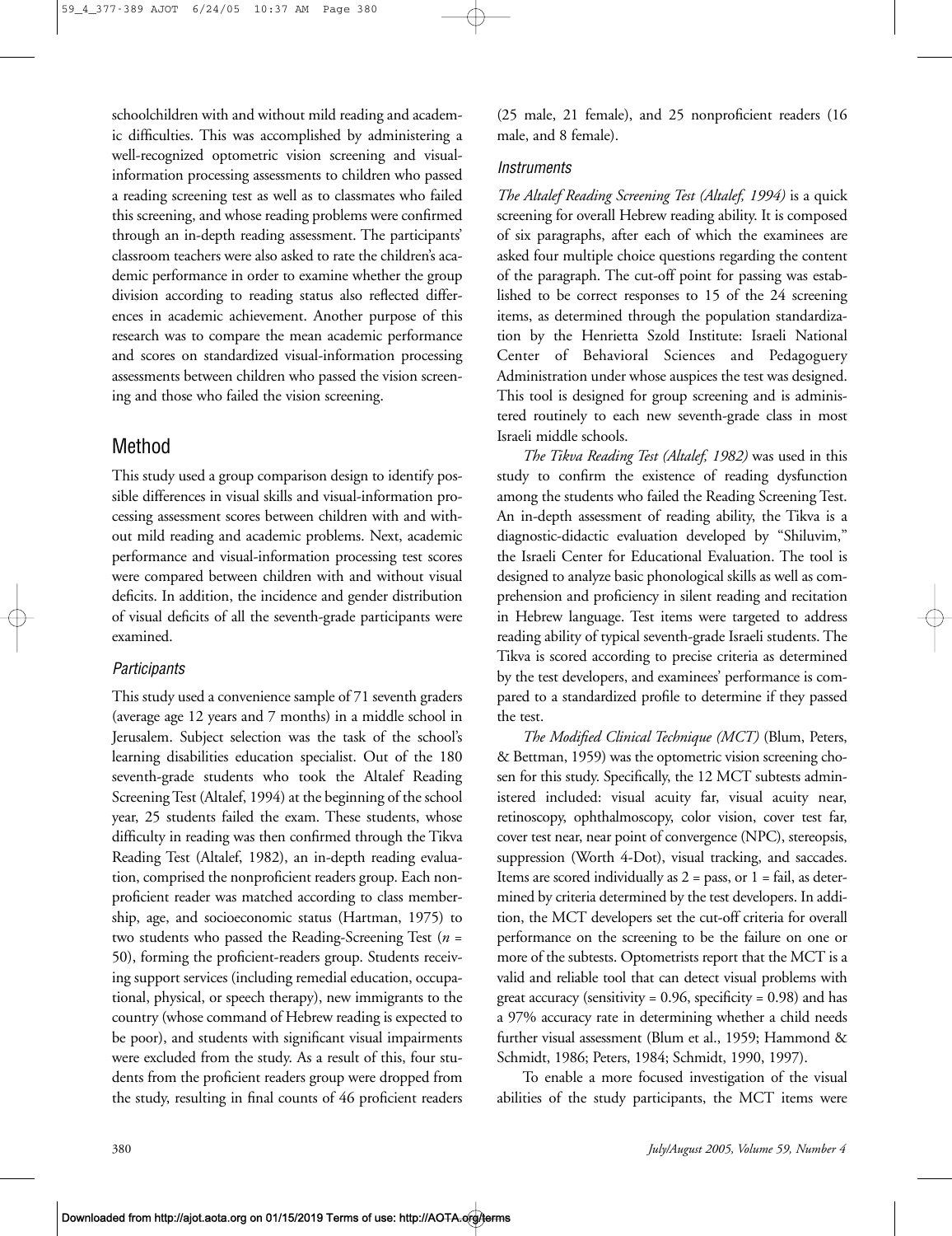schoolchildren with and without mild reading and academic difficulties. This was accomplished by administering a well-recognized optometric vision screening and visual-information processing assessments to children who passed a reading screening test as well as to classmates who failed this screening, and whose reading problems were confirmed through an in-depth reading assessment. The participants' classroom teachers were also asked to rate the children's academic performance in order to examine whether the group division according to reading status also reflected differences in academic achievement. Another purpose of this research was to compare the mean academic performance and scores on standardized visual-information processing assessments between children who passed the vision screening and those who failed the vision screening.

## Method

This study used a group comparison design to identify possible differences in visual skills and visual-information processing assessment scores between children with and without mild reading and academic problems. Next, academic performance and visual-information processing test scores were compared between children with and without visual deficits. In addition, the incidence and gender distribution of visual deficits of all the seventh-grade participants were examined.

### *Participants*

This study used a convenience sample of 71 seventh graders (average age 12 years and 7 months) in a middle school in Jerusalem. Subject selection was the task of the school's learning disabilities education specialist. Out of the 180 seventh-grade students who took the Altalef Reading Screening Test (Altalef, 1994) at the beginning of the school year, 25 students failed the exam. These students, whose difficulty in reading was then confirmed through the Tikva Reading Test (Altalef, 1982), an in-depth reading evaluation, comprised the nonproficient readers group. Each nonproficient reader was matched according to class membership, age, and socioeconomic status (Hartman, 1975) to two students who passed the Reading-Screening Test ($n$ = 50), forming the proficient-readers group. Students receiving support services (including remedial education, occupational, physical, or speech therapy), new immigrants to the country (whose command of Hebrew reading is expected to be poor), and students with significant visual impairments were excluded from the study. As a result of this, four students from the proficient readers group were dropped from the study, resulting in final counts of 46 proficient readers (25 male, 21 female), and 25 nonproficient readers (16 male, and 8 female).

### *Instruments*

*The Altalef Reading Screening Test (Altalef, 1994)* is a quick screening for overall Hebrew reading ability. It is composed of six paragraphs, after each of which the examinees are asked four multiple choice questions regarding the content of the paragraph. The cut-off point for passing was established to be correct responses to 15 of the 24 screening items, as determined through the population standardization by the Henrietta Szold Institute: Israeli National Center of Behavioral Sciences and Pedagoguery Administration under whose auspices the test was designed. This tool is designed for group screening and is administered routinely to each new seventh-grade class in most Israeli middle schools.

*The Tikva Reading Test (Altalef, 1982)* was used in this study to confirm the existence of reading dysfunction among the students who failed the Reading Screening Test. An in-depth assessment of reading ability, the Tikva is a diagnostic-didactic evaluation developed by "Shiluvim," the Israeli Center for Educational Evaluation. The tool is designed to analyze basic phonological skills as well as comprehension and proficiency in silent reading and recitation in Hebrew language. Test items were targeted to address reading ability of typical seventh-grade Israeli students. The Tikva is scored according to precise criteria as determined by the test developers, and examinees' performance is compared to a standardized profile to determine if they passed the test.

*The Modified Clinical Technique (MCT)* (Blum, Peters, & Bettman, 1959) was the optometric vision screening chosen for this study. Specifically, the 12 MCT subtests administered included: visual acuity far, visual acuity near, retinoscopy, ophthalmoscopy, color vision, cover test far, cover test near, near point of convergence (NPC), stereopsis, suppression (Worth 4-Dot), visual tracking, and saccades. Items are scored individually as 2 = pass, or 1 = fail, as determined by criteria determined by the test developers. In addition, the MCT developers set the cut-off criteria for overall performance on the screening to be the failure on one or more of the subtests. Optometrists report that the MCT is a valid and reliable tool that can detect visual problems with great accuracy (sensitivity = 0.96, specificity = 0.98) and has a 97% accuracy rate in determining whether a child needs further visual assessment (Blum et al., 1959; Hammond & Schmidt, 1986; Peters, 1984; Schmidt, 1990, 1997).

To enable a more focused investigation of the visual abilities of the study participants, the MCT items were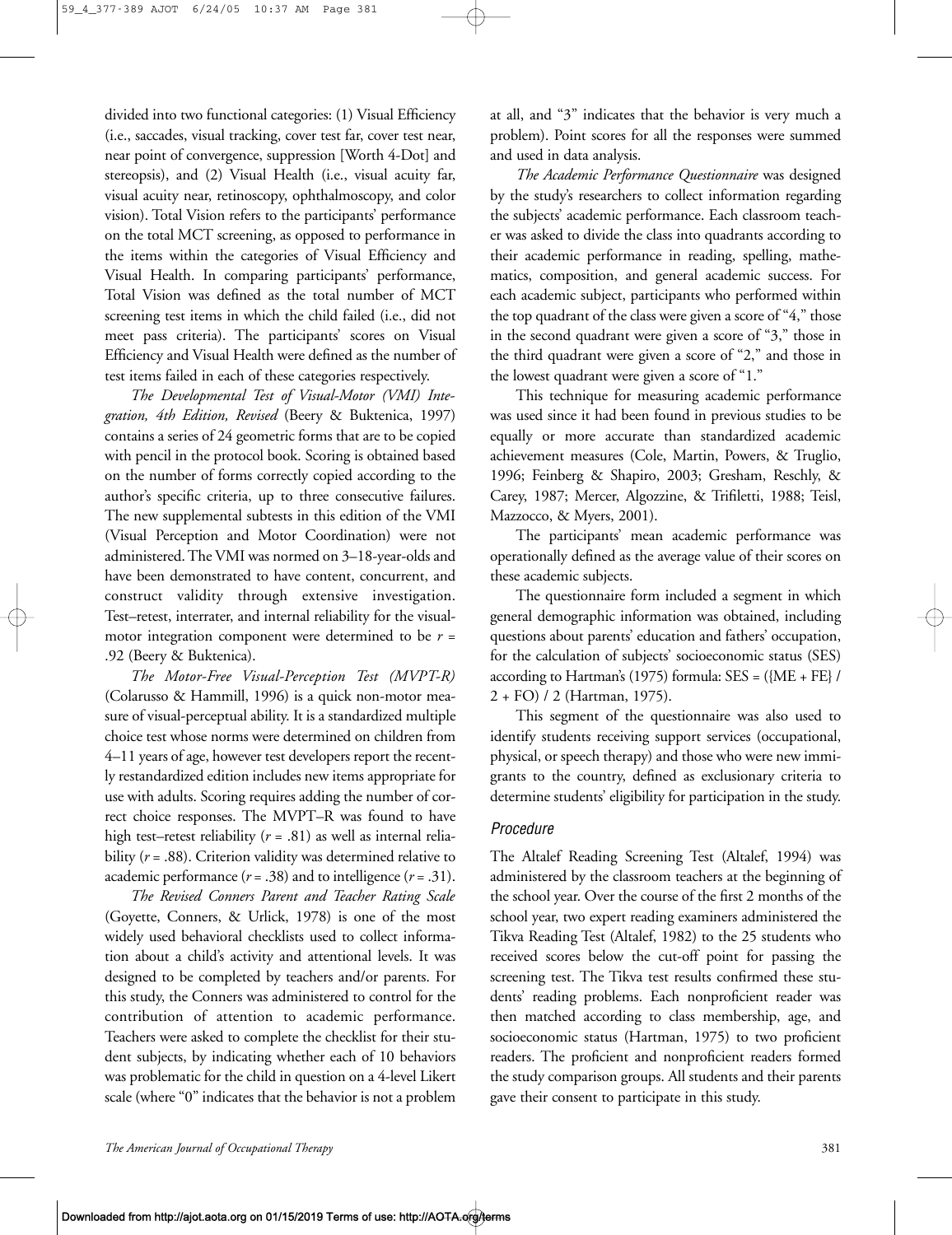divided into two functional categories: (1) Visual Efficiency (i.e., saccades, visual tracking, cover test far, cover test near, near point of convergence, suppression [Worth 4-Dot] and stereopsis), and (2) Visual Health (i.e., visual acuity far, visual acuity near, retinoscopy, ophthalmoscopy, and color vision). Total Vision refers to the participants' performance on the total MCT screening, as opposed to performance in the items within the categories of Visual Efficiency and Visual Health. In comparing participants' performance, Total Vision was defined as the total number of MCT screening test items in which the child failed (i.e., did not meet pass criteria). The participants' scores on Visual Efficiency and Visual Health were defined as the number of test items failed in each of these categories respectively.

*The Developmental Test of Visual-Motor (VMI) Integration, 4th Edition, Revised* (Beery & Buktenica, 1997) contains a series of 24 geometric forms that are to be copied with pencil in the protocol book. Scoring is obtained based on the number of forms correctly copied according to the author's specific criteria, up to three consecutive failures. The new supplemental subtests in this edition of the VMI (Visual Perception and Motor Coordination) were not administered. The VMI was normed on 3–18-year-olds and have been demonstrated to have content, concurrent, and construct validity through extensive investigation. Test–retest, interrater, and internal reliability for the visual-motor integration component were determined to be $r = .92$ (Beery & Buktenica).

*The Motor-Free Visual-Perception Test (MVPT-R)* (Colarusso & Hammill, 1996) is a quick non-motor measure of visual-perceptual ability. It is a standardized multiple choice test whose norms were determined on children from 4–11 years of age, however test developers report the recently restandardized edition includes new items appropriate for use with adults. Scoring requires adding the number of correct choice responses. The MVPT–R was found to have high test–retest reliability ($r = .81$) as well as internal reliability ($r = .88$). Criterion validity was determined relative to academic performance ($r = .38$) and to intelligence ($r = .31$).

*The Revised Conners Parent and Teacher Rating Scale* (Goyette, Conners, & Urlick, 1978) is one of the most widely used behavioral checklists used to collect information about a child's activity and attentional levels. It was designed to be completed by teachers and/or parents. For this study, the Conners was administered to control for the contribution of attention to academic performance. Teachers were asked to complete the checklist for their student subjects, by indicating whether each of 10 behaviors was problematic for the child in question on a 4-level Likert scale (where "0" indicates that the behavior is not a problem at all, and "3" indicates that the behavior is very much a problem). Point scores for all the responses were summed and used in data analysis.

*The Academic Performance Questionnaire* was designed by the study's researchers to collect information regarding the subjects' academic performance. Each classroom teacher was asked to divide the class into quadrants according to their academic performance in reading, spelling, mathematics, composition, and general academic success. For each academic subject, participants who performed within the top quadrant of the class were given a score of "4," those in the second quadrant were given a score of "3," those in the third quadrant were given a score of "2," and those in the lowest quadrant were given a score of "1."

This technique for measuring academic performance was used since it had been found in previous studies to be equally or more accurate than standardized academic achievement measures (Cole, Martin, Powers, & Truglio, 1996; Feinberg & Shapiro, 2003; Gresham, Reschly, & Carey, 1987; Mercer, Algozzine, & Trifiletti, 1988; Teisl, Mazzocco, & Myers, 2001).

The participants' mean academic performance was operationally defined as the average value of their scores on these academic subjects.

The questionnaire form included a segment in which general demographic information was obtained, including questions about parents' education and fathers' occupation, for the calculation of subjects' socioeconomic status (SES) according to Hartman's (1975) formula: $SES = (\{ME + FE\} / 2 + FO) / 2$ (Hartman, 1975).

This segment of the questionnaire was also used to identify students receiving support services (occupational, physical, or speech therapy) and those who were new immigrants to the country, defined as exclusionary criteria to determine students' eligibility for participation in the study.

### Procedure

The Altalef Reading Screening Test (Altalef, 1994) was administered by the classroom teachers at the beginning of the school year. Over the course of the first 2 months of the school year, two expert reading examiners administered the Tikva Reading Test (Altalef, 1982) to the 25 students who received scores below the cut-off point for passing the screening test. The Tikva test results confirmed these students' reading problems. Each nonproficient reader was then matched according to class membership, age, and socioeconomic status (Hartman, 1975) to two proficient readers. The proficient and nonproficient readers formed the study comparison groups. All students and their parents gave their consent to participate in this study.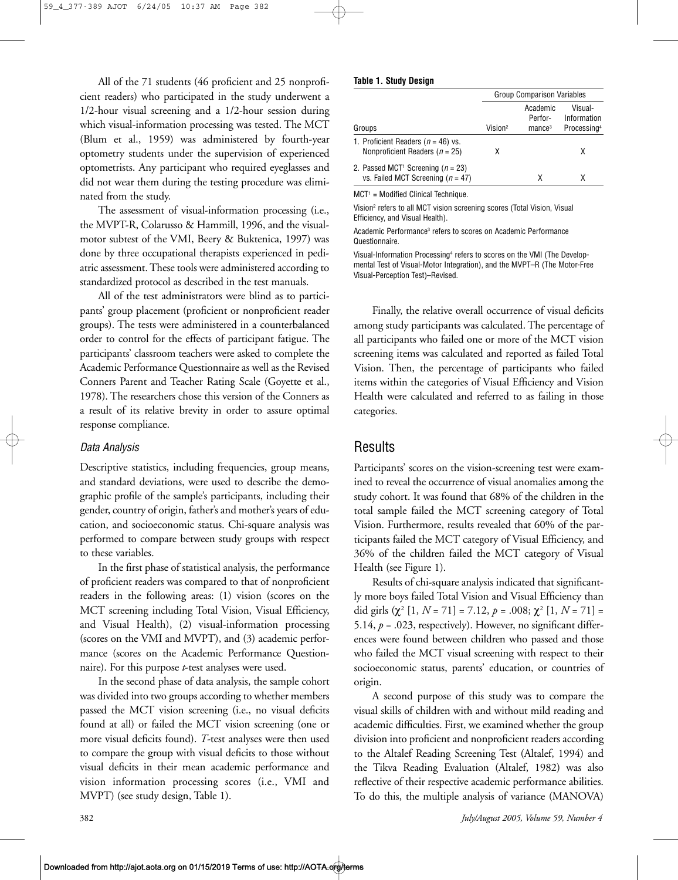All of the 71 students (46 proficient and 25 nonproficient readers) who participated in the study underwent a 1/2-hour visual screening and a 1/2-hour session during which visual-information processing was tested. The MCT (Blum et al., 1959) was administered by fourth-year optometry students under the supervision of experienced optometrists. Any participant who required eyeglasses and did not wear them during the testing procedure was eliminated from the study.

The assessment of visual-information processing (i.e., the MVPT-R, Colarusso & Hammill, 1996, and the visual-motor subtest of the VMI, Beery & Buktenica, 1997) was done by three occupational therapists experienced in pediatric assessment. These tools were administered according to standardized protocol as described in the test manuals.

All of the test administrators were blind as to participants' group placement (proficient or nonproficient reader groups). The tests were administered in a counterbalanced order to control for the effects of participant fatigue. The participants' classroom teachers were asked to complete the Academic Performance Questionnaire as well as the Revised Conners Parent and Teacher Rating Scale (Goyette et al., 1978). The researchers chose this version of the Conners as a result of its relative brevity in order to assure optimal response compliance.

### *Data Analysis*

Descriptive statistics, including frequencies, group means, and standard deviations, were used to describe the demographic profile of the sample's participants, including their gender, country of origin, father's and mother's years of education, and socioeconomic status. Chi-square analysis was performed to compare between study groups with respect to these variables.

In the first phase of statistical analysis, the performance of proficient readers was compared to that of nonproficient readers in the following areas: (1) vision (scores on the MCT screening including Total Vision, Visual Efficiency, and Visual Health), (2) visual-information processing (scores on the VMI and MVPT), and (3) academic performance (scores on the Academic Performance Questionnaire). For this purpose *t*-test analyses were used.

In the second phase of data analysis, the sample cohort was divided into two groups according to whether members passed the MCT vision screening (i.e., no visual deficits found at all) or failed the MCT vision screening (one or more visual deficits found). *T*-test analyses were then used to compare the group with visual deficits to those without visual deficits in their mean academic performance and vision information processing scores (i.e., VMI and MVPT) (see study design, Table 1).

**Table 1. Study Design**

| | Group Comparison Variables | | |
|---|---|---|---|
| Groups | Vision[2] | Academic Performance[3] | Visual-Information Processing[4] |
| 1. Proficient Readers ($n = 46$) vs. Nonproficient Readers ($n = 25$) | X | | X |
| 2. Passed MCT[1] Screening ($n = 23$) vs. Failed MCT Screening ($n = 47$) | | X | X |

MCT[1] = Modified Clinical Technique.

Vision[2] refers to all MCT vision screening scores (Total Vision, Visual Efficiency, and Visual Health).

Academic Performance[3] refers to scores on Academic Performance Questionnaire.

Visual-Information Processing[4] refers to scores on the VMI (The Developmental Test of Visual-Motor Integration), and the MVPT–R (The Motor-Free Visual-Perception Test)–Revised.

Finally, the relative overall occurrence of visual deficits among study participants was calculated. The percentage of all participants who failed one or more of the MCT vision screening items was calculated and reported as failed Total Vision. Then, the percentage of participants who failed items within the categories of Visual Efficiency and Vision Health were calculated and referred to as failing in those categories.

## Results

Participants' scores on the vision-screening test were examined to reveal the occurrence of visual anomalies among the study cohort. It was found that 68% of the children in the total sample failed the MCT screening category of Total Vision. Furthermore, results revealed that 60% of the participants failed the MCT category of Visual Efficiency, and 36% of the children failed the MCT category of Visual Health (see Figure 1).

Results of chi-square analysis indicated that significantly more boys failed Total Vision and Visual Efficiency than did girls ($\chi^2$ [1, $N = 71$] = 7.12, $p = .008$; $\chi^2$ [1, $N = 71$] = 5.14, $p = .023$, respectively). However, no significant differences were found between children who passed and those who failed the MCT visual screening with respect to their socioeconomic status, parents' education, or countries of origin.

A second purpose of this study was to compare the visual skills of children with and without mild reading and academic difficulties. First, we examined whether the group division into proficient and nonproficient readers according to the Altalef Reading Screening Test (Altalef, 1994) and the Tikva Reading Evaluation (Altalef, 1982) was also reflective of their respective academic performance abilities. To do this, the multiple analysis of variance (MANOVA)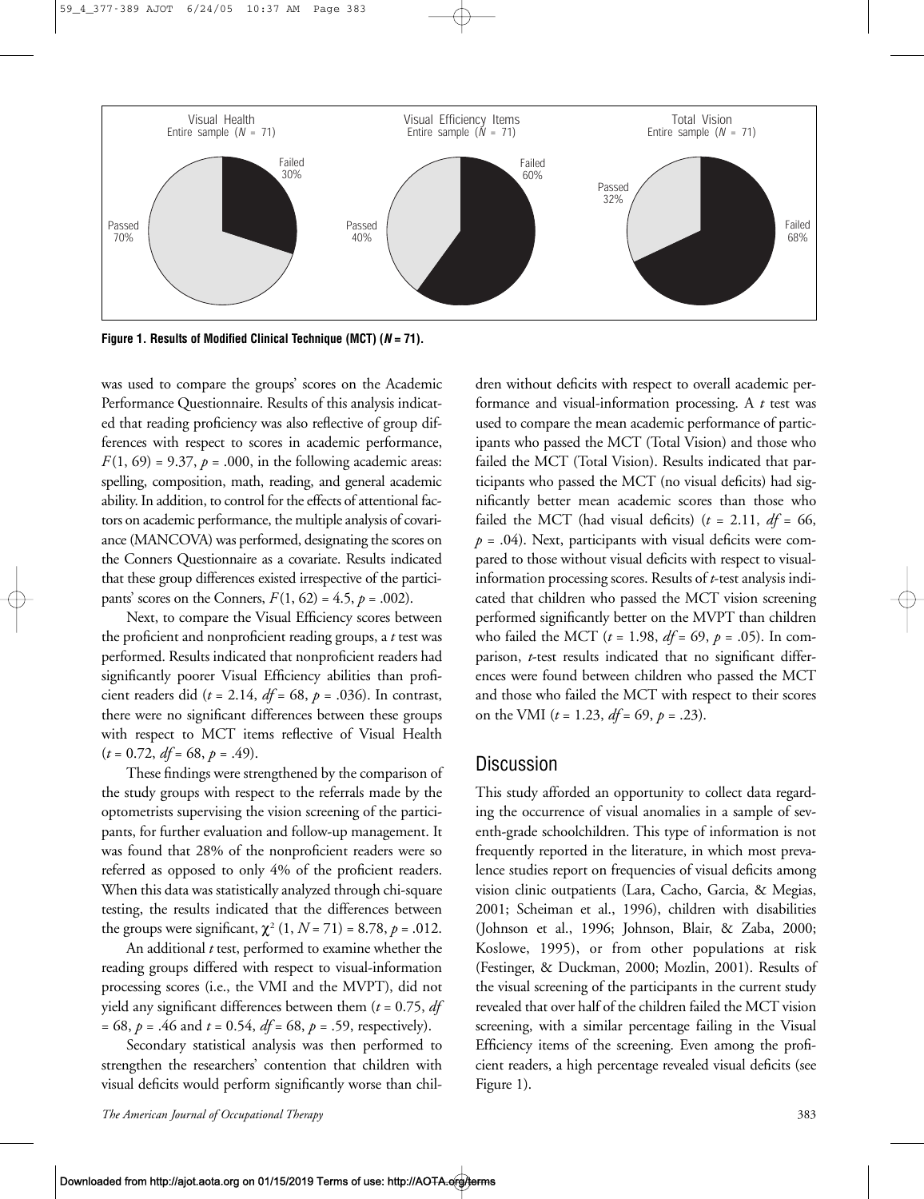Visual Health
Entire sample ($N$ = 71)

Failed 30%
Passed 70%

Visual Efficiency Items
Entire sample ($N$ = 71)

Failed 60%
Passed 40%

Total Vision
Entire sample ($N$ = 71)

Passed 32%
Failed 68%

**Figure 1. Results of Modified Clinical Technique (MCT) ($N$ = 71).**

was used to compare the groups' scores on the Academic Performance Questionnaire. Results of this analysis indicated that reading proficiency was also reflective of group differences with respect to scores in academic performance, $F(1, 69) = 9.37$, $p = .000$, in the following academic areas: spelling, composition, math, reading, and general academic ability. In addition, to control for the effects of attentional factors on academic performance, the multiple analysis of covariance (MANCOVA) was performed, designating the scores on the Conners Questionnaire as a covariate. Results indicated that these group differences existed irrespective of the participants' scores on the Conners, $F(1, 62) = 4.5$, $p = .002$).

Next, to compare the Visual Efficiency scores between the proficient and nonproficient reading groups, a *t* test was performed. Results indicated that nonproficient readers had significantly poorer Visual Efficiency abilities than proficient readers did ($t = 2.14$, $df = 68$, $p = .036$). In contrast, there were no significant differences between these groups with respect to MCT items reflective of Visual Health ($t = 0.72$, $df = 68$, $p = .49$).

These findings were strengthened by the comparison of the study groups with respect to the referrals made by the optometrists supervising the vision screening of the participants, for further evaluation and follow-up management. It was found that 28% of the nonproficient readers were so referred as opposed to only 4% of the proficient readers. When this data was statistically analyzed through chi-square testing, the results indicated that the differences between the groups were significant, $\chi^2$ (1, $N$ = 71) = 8.78, $p = .012$.

An additional *t* test, performed to examine whether the reading groups differed with respect to visual-information processing scores (i.e., the VMI and the MVPT), did not yield any significant differences between them ($t = 0.75$, $df = 68$, $p = .46$ and $t = 0.54$, $df = 68$, $p = .59$, respectively).

Secondary statistical analysis was then performed to strengthen the researchers' contention that children with visual deficits would perform significantly worse than children without deficits with respect to overall academic performance and visual-information processing. A *t* test was used to compare the mean academic performance of participants who passed the MCT (Total Vision) and those who failed the MCT (Total Vision). Results indicated that participants who passed the MCT (no visual deficits) had significantly better mean academic scores than those who failed the MCT (had visual deficits) ($t = 2.11$, $df = 66$, $p = .04$). Next, participants with visual deficits were compared to those without visual deficits with respect to visual-information processing scores. Results of *t*-test analysis indicated that children who passed the MCT vision screening performed significantly better on the MVPT than children who failed the MCT ($t = 1.98$, $df = 69$, $p = .05$). In comparison, *t*-test results indicated that no significant differences were found between children who passed the MCT and those who failed the MCT with respect to their scores on the VMI ($t = 1.23$, $df = 69$, $p = .23$).

## Discussion

This study afforded an opportunity to collect data regarding the occurrence of visual anomalies in a sample of seventh-grade schoolchildren. This type of information is not frequently reported in the literature, in which most prevalence studies report on frequencies of visual deficits among vision clinic outpatients (Lara, Cacho, Garcia, & Megias, 2001; Scheiman et al., 1996), children with disabilities (Johnson et al., 1996; Johnson, Blair, & Zaba, 2000; Koslowe, 1995), or from other populations at risk (Festinger, & Duckman, 2000; Mozlin, 2001). Results of the visual screening of the participants in the current study revealed that over half of the children failed the MCT vision screening, with a similar percentage failing in the Visual Efficiency items of the screening. Even among the proficient readers, a high percentage revealed visual deficits (see Figure 1).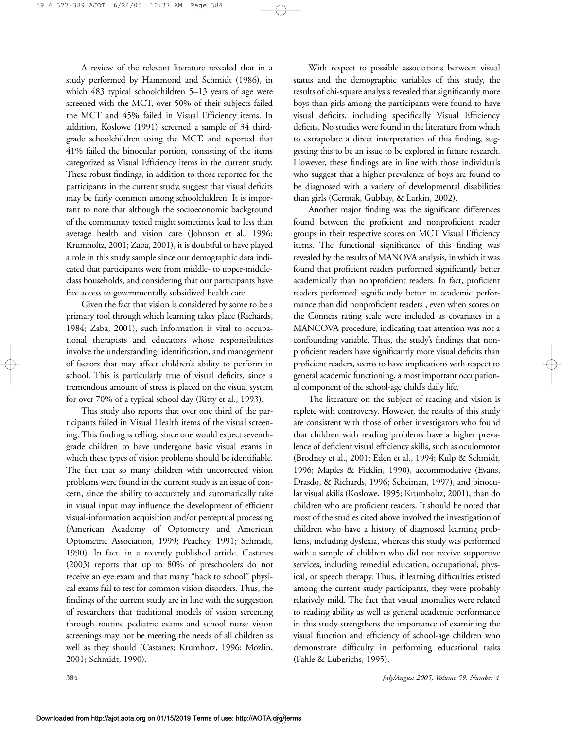A review of the relevant literature revealed that in a study performed by Hammond and Schmidt (1986), in which 483 typical schoolchildren 5–13 years of age were screened with the MCT, over 50% of their subjects failed the MCT and 45% failed in Visual Efficiency items. In addition, Koslowe (1991) screened a sample of 34 third-grade schoolchildren using the MCT, and reported that 41% failed the binocular portion, consisting of the items categorized as Visual Efficiency items in the current study. These robust findings, in addition to those reported for the participants in the current study, suggest that visual deficits may be fairly common among schoolchildren. It is important to note that although the socioeconomic background of the community tested might sometimes lead to less than average health and vision care (Johnson et al., 1996; Krumholtz, 2001; Zaba, 2001), it is doubtful to have played a role in this study sample since our demographic data indicated that participants were from middle- to upper-middle-class households, and considering that our participants have free access to governmentally subsidized health care.

Given the fact that vision is considered by some to be a primary tool through which learning takes place (Richards, 1984; Zaba, 2001), such information is vital to occupational therapists and educators whose responsibilities involve the understanding, identification, and management of factors that may affect children's ability to perform in school. This is particularly true of visual deficits, since a tremendous amount of stress is placed on the visual system for over 70% of a typical school day (Ritty et al., 1993).

This study also reports that over one third of the participants failed in Visual Health items of the visual screening. This finding is telling, since one would expect seventh-grade children to have undergone basic visual exams in which these types of vision problems should be identifiable. The fact that so many children with uncorrected vision problems were found in the current study is an issue of concern, since the ability to accurately and automatically take in visual input may influence the development of efficient visual-information acquisition and/or perceptual processing (American Academy of Optometry and American Optometric Association, 1999; Peachey, 1991; Schmidt, 1990). In fact, in a recently published article, Castanes (2003) reports that up to 80% of preschoolers do not receive an eye exam and that many "back to school" physical exams fail to test for common vision disorders. Thus, the findings of the current study are in line with the suggestion of researchers that traditional models of vision screening through routine pediatric exams and school nurse vision screenings may not be meeting the needs of all children as well as they should (Castanes; Krumhotz, 1996; Mozlin, 2001; Schmidt, 1990).

With respect to possible associations between visual status and the demographic variables of this study, the results of chi-square analysis revealed that significantly more boys than girls among the participants were found to have visual deficits, including specifically Visual Efficiency deficits. No studies were found in the literature from which to extrapolate a direct interpretation of this finding, suggesting this to be an issue to be explored in future research. However, these findings are in line with those individuals who suggest that a higher prevalence of boys are found to be diagnosed with a variety of developmental disabilities than girls (Cermak, Gubbay, & Larkin, 2002).

Another major finding was the significant differences found between the proficient and nonproficient reader groups in their respective scores on MCT Visual Efficiency items. The functional significance of this finding was revealed by the results of MANOVA analysis, in which it was found that proficient readers performed significantly better academically than nonproficient readers. In fact, proficient readers performed significantly better in academic performance than did nonproficient readers , even when scores on the Conners rating scale were included as covariates in a MANCOVA procedure, indicating that attention was not a confounding variable. Thus, the study's findings that nonproficient readers have significantly more visual deficits than proficient readers, seems to have implications with respect to general academic functioning, a most important occupational component of the school-age child's daily life.

The literature on the subject of reading and vision is replete with controversy. However, the results of this study are consistent with those of other investigators who found that children with reading problems have a higher prevalence of deficient visual efficiency skills, such as oculomotor (Brodney et al., 2001; Eden et al., 1994; Kulp & Schmidt, 1996; Maples & Ficklin, 1990), accommodative (Evans, Drasdo, & Richards, 1996; Scheiman, 1997), and binocular visual skills (Koslowe, 1995; Krumholtz, 2001), than do children who are proficient readers. It should be noted that most of the studies cited above involved the investigation of children who have a history of diagnosed learning problems, including dyslexia, whereas this study was performed with a sample of children who did not receive supportive services, including remedial education, occupational, physical, or speech therapy. Thus, if learning difficulties existed among the current study participants, they were probably relatively mild. The fact that visual anomalies were related to reading ability as well as general academic performance in this study strengthens the importance of examining the visual function and efficiency of school-age children who demonstrate difficulty in performing educational tasks (Fahle & Luberichs, 1995).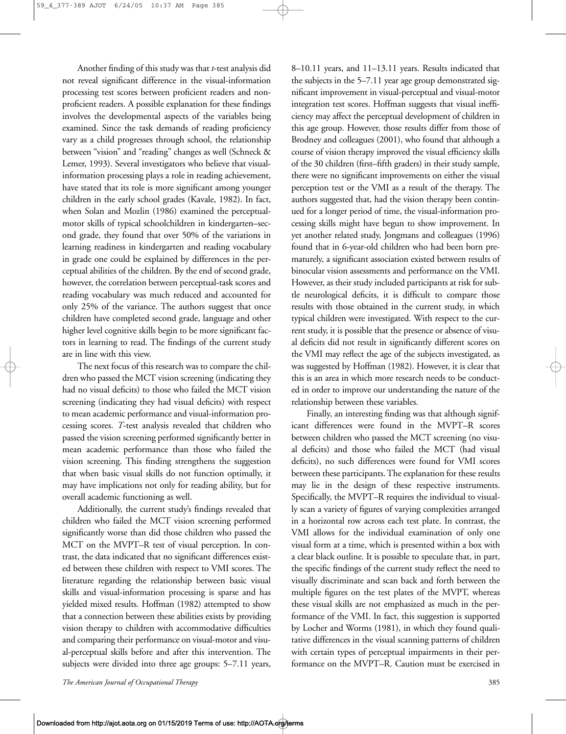Another finding of this study was that *t*-test analysis did not reveal significant difference in the visual-information processing test scores between proficient readers and nonproficient readers. A possible explanation for these findings involves the developmental aspects of the variables being examined. Since the task demands of reading proficiency vary as a child progresses through school, the relationship between "vision" and "reading" changes as well (Schneck & Lemer, 1993). Several investigators who believe that visual-information processing plays a role in reading achievement, have stated that its role is more significant among younger children in the early school grades (Kavale, 1982). In fact, when Solan and Mozlin (1986) examined the perceptual-motor skills of typical schoolchildren in kindergarten–second grade, they found that over 50% of the variations in learning readiness in kindergarten and reading vocabulary in grade one could be explained by differences in the perceptual abilities of the children. By the end of second grade, however, the correlation between perceptual-task scores and reading vocabulary was much reduced and accounted for only 25% of the variance. The authors suggest that once children have completed second grade, language and other higher level cognitive skills begin to be more significant factors in learning to read. The findings of the current study are in line with this view.

The next focus of this research was to compare the children who passed the MCT vision screening (indicating they had no visual deficits) to those who failed the MCT vision screening (indicating they had visual deficits) with respect to mean academic performance and visual-information processing scores. *T*-test analysis revealed that children who passed the vision screening performed significantly better in mean academic performance than those who failed the vision screening. This finding strengthens the suggestion that when basic visual skills do not function optimally, it may have implications not only for reading ability, but for overall academic functioning as well.

Additionally, the current study's findings revealed that children who failed the MCT vision screening performed significantly worse than did those children who passed the MCT on the MVPT–R test of visual perception. In contrast, the data indicated that no significant differences existed between these children with respect to VMI scores. The literature regarding the relationship between basic visual skills and visual-information processing is sparse and has yielded mixed results. Hoffman (1982) attempted to show that a connection between these abilities exists by providing vision therapy to children with accommodative difficulties and comparing their performance on visual-motor and visual-perceptual skills before and after this intervention. The subjects were divided into three age groups: 5–7.11 years, 8–10.11 years, and 11–13.11 years. Results indicated that the subjects in the 5–7.11 year age group demonstrated significant improvement in visual-perceptual and visual-motor integration test scores. Hoffman suggests that visual inefficiency may affect the perceptual development of children in this age group. However, those results differ from those of Brodney and colleagues (2001), who found that although a course of vision therapy improved the visual efficiency skills of the 30 children (first–fifth graders) in their study sample, there were no significant improvements on either the visual perception test or the VMI as a result of the therapy. The authors suggested that, had the vision therapy been continued for a longer period of time, the visual-information processing skills might have begun to show improvement. In yet another related study, Jongmans and colleagues (1996) found that in 6-year-old children who had been born prematurely, a significant association existed between results of binocular vision assessments and performance on the VMI. However, as their study included participants at risk for subtle neurological deficits, it is difficult to compare those results with those obtained in the current study, in which typical children were investigated. With respect to the current study, it is possible that the presence or absence of visual deficits did not result in significantly different scores on the VMI may reflect the age of the subjects investigated, as was suggested by Hoffman (1982). However, it is clear that this is an area in which more research needs to be conducted in order to improve our understanding the nature of the relationship between these variables.

Finally, an interesting finding was that although significant differences were found in the MVPT–R scores between children who passed the MCT screening (no visual deficits) and those who failed the MCT (had visual deficits), no such differences were found for VMI scores between these participants. The explanation for these results may lie in the design of these respective instruments. Specifically, the MVPT–R requires the individual to visually scan a variety of figures of varying complexities arranged in a horizontal row across each test plate. In contrast, the VMI allows for the individual examination of only one visual form at a time, which is presented within a box with a clear black outline. It is possible to speculate that, in part, the specific findings of the current study reflect the need to visually discriminate and scan back and forth between the multiple figures on the test plates of the MVPT, whereas these visual skills are not emphasized as much in the performance of the VMI. In fact, this suggestion is supported by Locher and Worms (1981), in which they found qualitative differences in the visual scanning patterns of children with certain types of perceptual impairments in their performance on the MVPT–R. Caution must be exercised in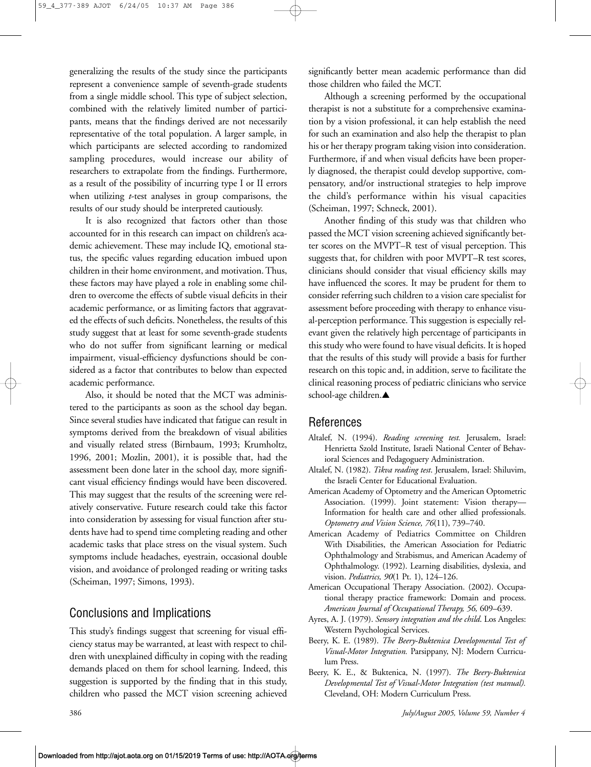generalizing the results of the study since the participants represent a convenience sample of seventh-grade students from a single middle school. This type of subject selection, combined with the relatively limited number of participants, means that the findings derived are not necessarily representative of the total population. A larger sample, in which participants are selected according to randomized sampling procedures, would increase our ability of researchers to extrapolate from the findings. Furthermore, as a result of the possibility of incurring type I or II errors when utilizing *t*-test analyses in group comparisons, the results of our study should be interpreted cautiously.

It is also recognized that factors other than those accounted for in this research can impact on children's academic achievement. These may include IQ, emotional status, the specific values regarding education imbued upon children in their home environment, and motivation. Thus, these factors may have played a role in enabling some children to overcome the effects of subtle visual deficits in their academic performance, or as limiting factors that aggravated the effects of such deficits. Nonetheless, the results of this study suggest that at least for some seventh-grade students who do not suffer from significant learning or medical impairment, visual-efficiency dysfunctions should be considered as a factor that contributes to below than expected academic performance.

Also, it should be noted that the MCT was administered to the participants as soon as the school day began. Since several studies have indicated that fatigue can result in symptoms derived from the breakdown of visual abilities and visually related stress (Birnbaum, 1993; Krumholtz, 1996, 2001; Mozlin, 2001), it is possible that, had the assessment been done later in the school day, more significant visual efficiency findings would have been discovered. This may suggest that the results of the screening were relatively conservative. Future research could take this factor into consideration by assessing for visual function after students have had to spend time completing reading and other academic tasks that place stress on the visual system. Such symptoms include headaches, eyestrain, occasional double vision, and avoidance of prolonged reading or writing tasks (Scheiman, 1997; Simons, 1993).

## Conclusions and Implications

This study's findings suggest that screening for visual efficiency status may be warranted, at least with respect to children with unexplained difficulty in coping with the reading demands placed on them for school learning. Indeed, this suggestion is supported by the finding that in this study, children who passed the MCT vision screening achieved significantly better mean academic performance than did those children who failed the MCT.

Although a screening performed by the occupational therapist is not a substitute for a comprehensive examination by a vision professional, it can help establish the need for such an examination and also help the therapist to plan his or her therapy program taking vision into consideration. Furthermore, if and when visual deficits have been properly diagnosed, the therapist could develop supportive, compensatory, and/or instructional strategies to help improve the child's performance within his visual capacities (Scheiman, 1997; Schneck, 2001).

Another finding of this study was that children who passed the MCT vision screening achieved significantly better scores on the MVPT–R test of visual perception. This suggests that, for children with poor MVPT–R test scores, clinicians should consider that visual efficiency skills may have influenced the scores. It may be prudent for them to consider referring such children to a vision care specialist for assessment before proceeding with therapy to enhance visual-perception performance. This suggestion is especially relevant given the relatively high percentage of participants in this study who were found to have visual deficits. It is hoped that the results of this study will provide a basis for further research on this topic and, in addition, serve to facilitate the clinical reasoning process of pediatric clinicians who service school-age children.▲

## References

Altalef, N. (1994). *Reading screening test.* Jerusalem, Israel: Henrietta Szold Institute, Israeli National Center of Behavioral Sciences and Pedagoguery Administration.

Altalef, N. (1982). *Tikva reading test*. Jerusalem, Israel: Shiluvim, the Israeli Center for Educational Evaluation.

American Academy of Optometry and the American Optometric Association. (1999). Joint statement: Vision therapy—Information for health care and other allied professionals. *Optometry and Vision Science, 76*(11), 739–740.

American Academy of Pediatrics Committee on Children With Disabilities, the American Association for Pediatric Ophthalmology and Strabismus, and American Academy of Ophthalmology. (1992). Learning disabilities, dyslexia, and vision. *Pediatrics, 90*(1 Pt. 1), 124–126.

American Occupational Therapy Association. (2002). Occupational therapy practice framework: Domain and process. *American Journal of Occupational Therapy, 56,* 609–639.

Ayres, A. J. (1979). *Sensory integration and the child*. Los Angeles: Western Psychological Services.

Beery, K. E. (1989). *The Beery-Buktenica Developmental Test of Visual-Motor Integration.* Parsippany, NJ: Modern Curriculum Press.

Beery, K. E., & Buktenica, N. (1997). *The Beery-Buktenica Developmental Test of Visual-Motor Integration (test manual).* Cleveland, OH: Modern Curriculum Press.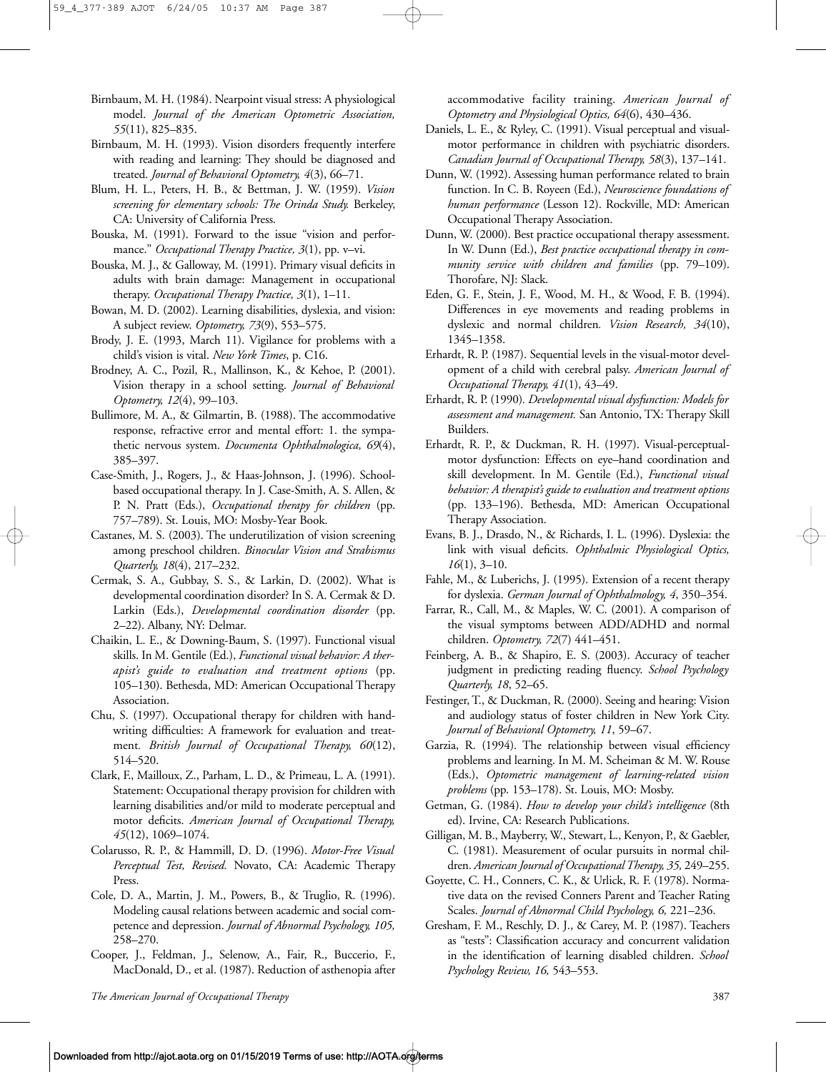Birnbaum, M. H. (1984). Nearpoint visual stress: A physiological model. *Journal of the American Optometric Association, 55*(11), 825–835.

Birnbaum, M. H. (1993). Vision disorders frequently interfere with reading and learning: They should be diagnosed and treated. *Journal of Behavioral Optometry, 4*(3), 66–71.

Blum, H. L., Peters, H. B., & Bettman, J. W. (1959). *Vision screening for elementary schools: The Orinda Study.* Berkeley, CA: University of California Press.

Bouska, M. (1991). Forward to the issue "vision and performance." *Occupational Therapy Practice, 3*(1), pp. v–vi.

Bouska, M. J., & Galloway, M. (1991). Primary visual deficits in adults with brain damage: Management in occupational therapy. *Occupational Therapy Practice, 3*(1), 1–11.

Bowan, M. D. (2002). Learning disabilities, dyslexia, and vision: A subject review. *Optometry, 73*(9), 553–575.

Brody, J. E. (1993, March 11). Vigilance for problems with a child's vision is vital. *New York Times*, p. C16.

Brodney, A. C., Pozil, R., Mallinson, K., & Kehoe, P. (2001). Vision therapy in a school setting. *Journal of Behavioral Optometry, 12*(4), 99–103.

Bullimore, M. A., & Gilmartin, B. (1988). The accommodative response, refractive error and mental effort: 1. the sympathetic nervous system. *Documenta Ophthalmologica, 69*(4), 385–397.

Case-Smith, J., Rogers, J., & Haas-Johnson, J. (1996). School-based occupational therapy. In J. Case-Smith, A. S. Allen, & P. N. Pratt (Eds.), *Occupational therapy for children* (pp. 757–789). St. Louis, MO: Mosby-Year Book.

Castanes, M. S. (2003). The underutilization of vision screening among preschool children. *Binocular Vision and Strabismus Quarterly, 18*(4), 217–232.

Cermak, S. A., Gubbay, S. S., & Larkin, D. (2002). What is developmental coordination disorder? In S. A. Cermak & D. Larkin (Eds.), *Developmental coordination disorder* (pp. 2–22). Albany, NY: Delmar.

Chaikin, L. E., & Downing-Baum, S. (1997). Functional visual skills. In M. Gentile (Ed.), *Functional visual behavior: A therapist's guide to evaluation and treatment options* (pp. 105–130). Bethesda, MD: American Occupational Therapy Association.

Chu, S. (1997). Occupational therapy for children with handwriting difficulties: A framework for evaluation and treatment. *British Journal of Occupational Therapy, 60*(12), 514–520.

Clark, F., Mailloux, Z., Parham, L. D., & Primeau, L. A. (1991). Statement: Occupational therapy provision for children with learning disabilities and/or mild to moderate perceptual and motor deficits. *American Journal of Occupational Therapy, 45*(12), 1069–1074.

Colarusso, R. P., & Hammill, D. D. (1996). *Motor-Free Visual Perceptual Test, Revised.* Novato, CA: Academic Therapy Press.

Cole, D. A., Martin, J. M., Powers, B., & Truglio, R. (1996). Modeling causal relations between academic and social competence and depression. *Journal of Abnormal Psychology, 105,* 258–270.

Cooper, J., Feldman, J., Selenow, A., Fair, R., Buccerio, F., MacDonald, D., et al. (1987). Reduction of asthenopia after accommodative facility training. *American Journal of Optometry and Physiological Optics, 64*(6), 430–436.

Daniels, L. E., & Ryley, C. (1991). Visual perceptual and visual-motor performance in children with psychiatric disorders. *Canadian Journal of Occupational Therapy, 58*(3), 137–141.

Dunn, W. (1992). Assessing human performance related to brain function. In C. B. Royeen (Ed.), *Neuroscience foundations of human performance* (Lesson 12). Rockville, MD: American Occupational Therapy Association.

Dunn, W. (2000). Best practice occupational therapy assessment. In W. Dunn (Ed.), *Best practice occupational therapy in community service with children and families* (pp. 79–109). Thorofare, NJ: Slack.

Eden, G. F., Stein, J. F., Wood, M. H., & Wood, F. B. (1994). Differences in eye movements and reading problems in dyslexic and normal children. *Vision Research, 34*(10), 1345–1358.

Erhardt, R. P. (1987). Sequential levels in the visual-motor development of a child with cerebral palsy. *American Journal of Occupational Therapy, 41*(1), 43–49.

Erhardt, R. P. (1990). *Developmental visual dysfunction: Models for assessment and management.* San Antonio, TX: Therapy Skill Builders.

Erhardt, R. P., & Duckman, R. H. (1997). Visual-perceptual-motor dysfunction: Effects on eye–hand coordination and skill development. In M. Gentile (Ed.), *Functional visual behavior: A therapist's guide to evaluation and treatment options* (pp. 133–196). Bethesda, MD: American Occupational Therapy Association.

Evans, B. J., Drasdo, N., & Richards, I. L. (1996). Dyslexia: the link with visual deficits. *Ophthalmic Physiological Optics, 16*(1), 3–10.

Fahle, M., & Luberichs, J. (1995). Extension of a recent therapy for dyslexia. *German Journal of Ophthalmology, 4*, 350–354.

Farrar, R., Call, M., & Maples, W. C. (2001). A comparison of the visual symptoms between ADD/ADHD and normal children. *Optometry, 72*(7) 441–451.

Feinberg, A. B., & Shapiro, E. S. (2003). Accuracy of teacher judgment in predicting reading fluency. *School Psychology Quarterly, 18*, 52–65.

Festinger, T., & Duckman, R. (2000). Seeing and hearing: Vision and audiology status of foster children in New York City. *Journal of Behavioral Optometry, 11*, 59–67.

Garzia, R. (1994). The relationship between visual efficiency problems and learning. In M. M. Scheiman & M. W. Rouse (Eds.), *Optometric management of learning-related vision problems* (pp. 153–178). St. Louis, MO: Mosby.

Getman, G. (1984). *How to develop your child's intelligence* (8th ed). Irvine, CA: Research Publications.

Gilligan, M. B., Mayberry, W., Stewart, L., Kenyon, P., & Gaebler, C. (1981). Measurement of ocular pursuits in normal children. *American Journal of Occupational Therapy, 35*, 249–255.

Goyette, C. H., Conners, C. K., & Urlick, R. F. (1978). Normative data on the revised Conners Parent and Teacher Rating Scales. *Journal of Abnormal Child Psychology, 6,* 221–236.

Gresham, F. M., Reschly, D. J., & Carey, M. P. (1987). Teachers as "tests": Classification accuracy and concurrent validation in the identification of learning disabled children. *School Psychology Review, 16,* 543–553.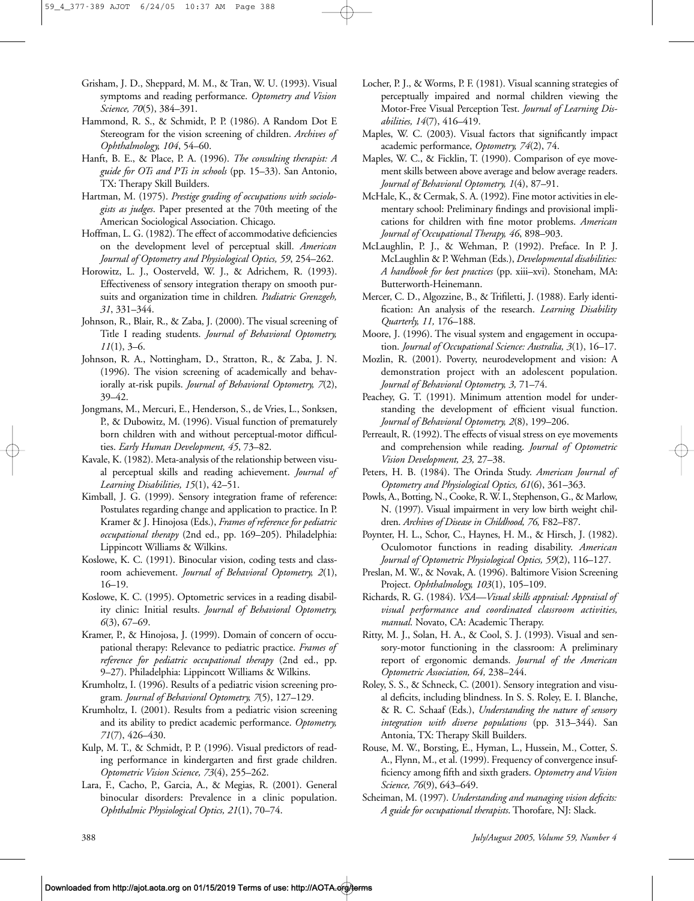Grisham, J. D., Sheppard, M. M., & Tran, W. U. (1993). Visual symptoms and reading performance. *Optometry and Vision Science, 70*(5), 384–391.

Hammond, R. S., & Schmidt, P. P. (1986). A Random Dot E Stereogram for the vision screening of children. *Archives of Ophthalmology, 104*, 54–60.

Hanft, B. E., & Place, P. A. (1996). *The consulting therapist: A guide for OTs and PTs in schools* (pp. 15–33). San Antonio, TX: Therapy Skill Builders.

Hartman, M. (1975). *Prestige grading of occupations with sociologists as judges*. Paper presented at the 70th meeting of the American Sociological Association. Chicago.

Hoffman, L. G. (1982). The effect of accommodative deficiencies on the development level of perceptual skill. *American Journal of Optometry and Physiological Optics, 59*, 254–262.

Horowitz, L. J., Oosterveld, W. J., & Adrichem, R. (1993). Effectiveness of sensory integration therapy on smooth pursuits and organization time in children*. Padiatric Grenzgeb, 31*, 331–344.

Johnson, R., Blair, R., & Zaba, J. (2000). The visual screening of Title I reading students. *Journal of Behavioral Optometry, 11*(1), 3–6.

Johnson, R. A., Nottingham, D., Stratton, R., & Zaba, J. N. (1996). The vision screening of academically and behaviorally at-risk pupils. *Journal of Behavioral Optometry, 7*(2), 39–42.

Jongmans, M., Mercuri, E., Henderson, S., de Vries, L., Sonksen, P., & Dubowitz, M. (1996). Visual function of prematurely born children with and without perceptual-motor difficulties. *Early Human Development, 45*, 73–82.

Kavale, K. (1982). Meta-analysis of the relationship between visual perceptual skills and reading achievement. *Journal of Learning Disabilities, 15*(1), 42–51.

Kimball, J. G. (1999). Sensory integration frame of reference: Postulates regarding change and application to practice. In P. Kramer & J. Hinojosa (Eds.), *Frames of reference for pediatric occupational therapy* (2nd ed., pp. 169–205). Philadelphia: Lippincott Williams & Wilkins.

Koslowe, K. C. (1991). Binocular vision, coding tests and classroom achievement. *Journal of Behavioral Optometry, 2*(1), 16–19.

Koslowe, K. C. (1995). Optometric services in a reading disability clinic: Initial results. *Journal of Behavioral Optometry, 6*(3), 67–69.

Kramer, P., & Hinojosa, J. (1999). Domain of concern of occupational therapy: Relevance to pediatric practice. *Frames of reference for pediatric occupational therapy* (2nd ed., pp. 9–27). Philadelphia: Lippincott Williams & Wilkins.

Krumholtz, I. (1996). Results of a pediatric vision screening program*. Journal of Behavioral Optometry, 7*(5), 127–129.

Krumholtz, I. (2001). Results from a pediatric vision screening and its ability to predict academic performance. *Optometry, 71*(7), 426–430.

Kulp, M. T., & Schmidt, P. P. (1996). Visual predictors of reading performance in kindergarten and first grade children. *Optometric Vision Science, 73*(4), 255–262.

Lara, F., Cacho, P., Garcia, A., & Megias, R. (2001). General binocular disorders: Prevalence in a clinic population. *Ophthalmic Physiological Optics, 21*(1), 70–74.

Locher, P. J., & Worms, P. F. (1981). Visual scanning strategies of perceptually impaired and normal children viewing the Motor-Free Visual Perception Test. *Journal of Learning Disabilities, 14*(7), 416–419.

Maples, W. C. (2003). Visual factors that significantly impact academic performance, *Optometry, 74*(2), 74.

Maples, W. C., & Ficklin, T. (1990). Comparison of eye movement skills between above average and below average readers. *Journal of Behavioral Optometry, 1*(4), 87–91.

McHale, K., & Cermak, S. A. (1992). Fine motor activities in elementary school: Preliminary findings and provisional implications for children with fine motor problems. *American Journal of Occupational Therapy, 46*, 898–903.

McLaughlin, P. J., & Wehman, P. (1992). Preface. In P. J. McLaughlin & P. Wehman (Eds.), *Developmental disabilities: A handbook for best practices* (pp. xiii–xvi). Stoneham, MA: Butterworth-Heinemann.

Mercer, C. D., Algozzine, B., & Trifiletti, J. (1988). Early identification: An analysis of the research. *Learning Disability Quarterly, 11,* 176–188.

Moore, J. (1996). The visual system and engagement in occupation. *Journal of Occupational Science: Australia, 3*(1), 16–17.

Mozlin, R. (2001). Poverty, neurodevelopment and vision: A demonstration project with an adolescent population. *Journal of Behavioral Optometry, 3,* 71–74.

Peachey, G. T. (1991). Minimum attention model for understanding the development of efficient visual function. *Journal of Behavioral Optometry, 2*(8), 199–206.

Perreault, R. (1992). The effects of visual stress on eye movements and comprehension while reading. *Journal of Optometric Vision Development, 23,* 27–38.

Peters, H. B. (1984). The Orinda Study. *American Journal of Optometry and Physiological Optics, 61*(6), 361–363.

Powls, A., Botting, N., Cooke, R. W. I., Stephenson, G., & Marlow, N. (1997). Visual impairment in very low birth weight children. *Archives of Disease in Childhood, 76,* F82–F87.

Poynter, H. L., Schor, C., Haynes, H. M., & Hirsch, J. (1982). Oculomotor functions in reading disability. *American Journal of Optometric Physiological Optics, 59*(2), 116–127.

Preslan, M. W., & Novak, A. (1996). Baltimore Vision Screening Project. *Ophthalmology, 103*(1), 105–109.

Richards, R. G. (1984). *VSA—Visual skills appraisal: Appraisal of visual performance and coordinated classroom activities, manual*. Novato, CA: Academic Therapy.

Ritty, M. J., Solan, H. A., & Cool, S. J. (1993). Visual and sensory-motor functioning in the classroom: A preliminary report of ergonomic demands. *Journal of the American Optometric Association, 64,* 238–244.

Roley, S. S., & Schneck, C. (2001). Sensory integration and visual deficits, including blindness. In S. S. Roley, E. I. Blanche, & R. C. Schaaf (Eds.), *Understanding the nature of sensory integration with diverse populations* (pp. 313–344). San Antonia, TX: Therapy Skill Builders.

Rouse, M. W., Borsting, E., Hyman, L., Hussein, M., Cotter, S. A., Flynn, M., et al. (1999). Frequency of convergence insufficiency among fifth and sixth graders. *Optometry and Vision Science, 76*(9), 643–649.

Scheiman, M. (1997). *Understanding and managing vision deficits: A guide for occupational therapists*. Thorofare, NJ: Slack.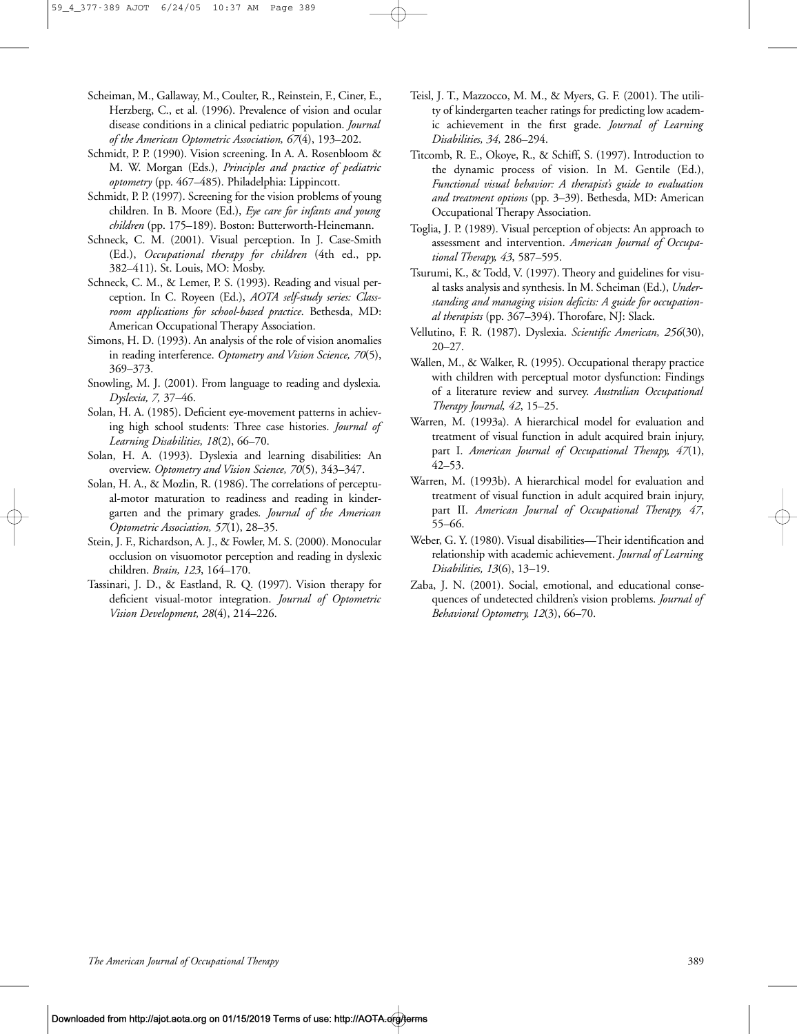Scheiman, M., Gallaway, M., Coulter, R., Reinstein, F., Ciner, E., Herzberg, C., et al. (1996). Prevalence of vision and ocular disease conditions in a clinical pediatric population. *Journal of the American Optometric Association, 67*(4), 193–202.

Schmidt, P. P. (1990). Vision screening. In A. A. Rosenbloom & M. W. Morgan (Eds.), *Principles and practice of pediatric optometry* (pp. 467–485). Philadelphia: Lippincott.

Schmidt, P. P. (1997). Screening for the vision problems of young children. In B. Moore (Ed.), *Eye care for infants and young children* (pp. 175–189). Boston: Butterworth-Heinemann.

Schneck, C. M. (2001). Visual perception. In J. Case-Smith (Ed.), *Occupational therapy for children* (4th ed., pp. 382–411). St. Louis, MO: Mosby.

Schneck, C. M., & Lemer, P. S. (1993). Reading and visual perception. In C. Royeen (Ed.), *AOTA self-study series: Classroom applications for school-based practice*. Bethesda, MD: American Occupational Therapy Association.

Simons, H. D. (1993). An analysis of the role of vision anomalies in reading interference. *Optometry and Vision Science, 70*(5), 369–373.

Snowling, M. J. (2001). From language to reading and dyslexia*. Dyslexia, 7,* 37–46.

Solan, H. A. (1985). Deficient eye-movement patterns in achieving high school students: Three case histories. *Journal of Learning Disabilities, 18*(2), 66–70.

Solan, H. A. (1993). Dyslexia and learning disabilities: An overview. *Optometry and Vision Science, 70*(5), 343–347.

Solan, H. A., & Mozlin, R. (1986). The correlations of perceptual-motor maturation to readiness and reading in kindergarten and the primary grades. *Journal of the American Optometric Association, 57*(1), 28–35.

Stein, J. F., Richardson, A. J., & Fowler, M. S. (2000). Monocular occlusion on visuomotor perception and reading in dyslexic children. *Brain, 123*, 164–170.

Tassinari, J. D., & Eastland, R. Q. (1997). Vision therapy for deficient visual-motor integration. *Journal of Optometric Vision Development, 28*(4), 214–226.

Teisl, J. T., Mazzocco, M. M., & Myers, G. F. (2001). The utility of kindergarten teacher ratings for predicting low academic achievement in the first grade. *Journal of Learning Disabilities, 34,* 286–294.

Titcomb, R. E., Okoye, R., & Schiff, S. (1997). Introduction to the dynamic process of vision. In M. Gentile (Ed.), *Functional visual behavior: A therapist's guide to evaluation and treatment options* (pp. 3–39). Bethesda, MD: American Occupational Therapy Association.

Toglia, J. P. (1989). Visual perception of objects: An approach to assessment and intervention. *American Journal of Occupational Therapy, 43*, 587–595.

Tsurumi, K., & Todd, V. (1997). Theory and guidelines for visual tasks analysis and synthesis. In M. Scheiman (Ed.), *Understanding and managing vision deficits: A guide for occupational therapists* (pp. 367–394). Thorofare, NJ: Slack.

Vellutino, F. R. (1987). Dyslexia. *Scientific American, 256*(30), 20–27.

Wallen, M., & Walker, R. (1995). Occupational therapy practice with children with perceptual motor dysfunction: Findings of a literature review and survey. *Australian Occupational Therapy Journal, 42*, 15–25.

Warren, M. (1993a). A hierarchical model for evaluation and treatment of visual function in adult acquired brain injury, part I. *American Journal of Occupational Therapy, 47*(1), 42–53.

Warren, M. (1993b). A hierarchical model for evaluation and treatment of visual function in adult acquired brain injury, part II. *American Journal of Occupational Therapy, 47*, 55–66.

Weber, G. Y. (1980). Visual disabilities—Their identification and relationship with academic achievement. *Journal of Learning Disabilities, 13*(6), 13–19.

Zaba, J. N. (2001). Social, emotional, and educational consequences of undetected children's vision problems. *Journal of Behavioral Optometry, 12*(3), 66–70.